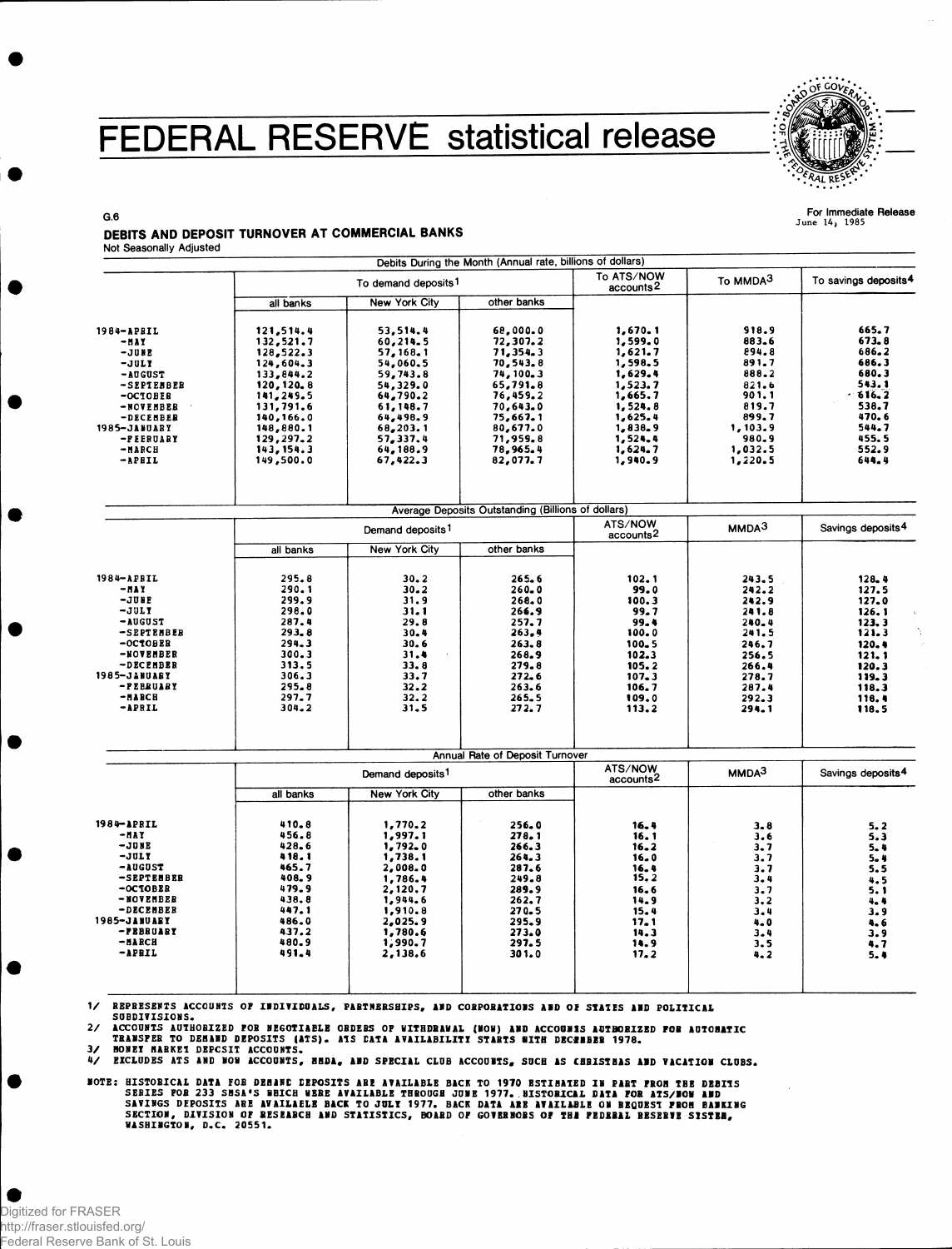# FEDERAL RESERVE statistical release

G.6

For Immediate Release
June 14, 1985

## DEBITS AND DEPOSIT TURNOVER AT COMMERCIAL BANKS

Not Seasonally Adjusted

| | Debits During the Month (Annual rate, billions of dollars) | | | | | |
|---|---|---|---|---|---|---|
| | To demand deposits[1] | | | To ATS/NOW accounts[2] | To MMDA[3] | To savings deposits[4] |
| | all banks | New York City | other banks | | | |
| 1984-APRIL | 121,514.4 | 53,514.4 | 68,000.0 | 1,670.1 | 918.9 | 665.7 |
| -MAY | 132,521.7 | 60,214.5 | 72,307.2 | 1,599.0 | 883.6 | 673.8 |
| -JUNE | 128,522.3 | 57,168.1 | 71,354.3 | 1,621.7 | 894.8 | 686.2 |
| -JULY | 124,604.3 | 54,060.5 | 70,543.8 | 1,598.5 | 891.7 | 686.3 |
| -AUGUST | 133,844.2 | 59,743.8 | 74,100.3 | 1,629.4 | 888.2 | 680.3 |
| -SEPTEMBER | 120,120.8 | 54,329.0 | 65,791.8 | 1,523.7 | 821.6 | 543.1 |
| -OCTOBER | 141,249.5 | 64,790.2 | 76,459.2 | 1,665.7 | 901.1 | 616.2 |
| -NOVEMBER | 131,791.6 | 61,148.7 | 70,643.0 | 1,524.8 | 819.7 | 538.7 |
| -DECEMBER | 140,166.0 | 64,498.9 | 75,667.1 | 1,625.4 | 899.7 | 470.6 |
| 1985-JANUARY | 148,880.1 | 68,203.1 | 80,677.0 | 1,838.9 | 1,103.9 | 544.7 |
| -FEBRUARY | 129,297.2 | 57,337.4 | 71,959.8 | 1,524.4 | 980.9 | 455.5 |
| -MARCH | 143,154.3 | 64,188.9 | 78,965.4 | 1,624.7 | 1,032.5 | 552.9 |
| -APRIL | 149,500.0 | 67,422.3 | 82,077.7 | 1,940.9 | 1,220.5 | 644.4 |

| | Average Deposits Outstanding (Billions of dollars) | | | | | |
|---|---|---|---|---|---|---|
| | Demand deposits[1] | | | ATS/NOW accounts[2] | MMDA[3] | Savings deposits[4] |
| | all banks | New York City | other banks | | | |
| 1984-APRIL | 295.8 | 30.2 | 265.6 | 102.1 | 243.5 | 128.4 |
| -MAY | 290.1 | 30.2 | 260.0 | 99.0 | 242.2 | 127.5 |
| -JUNE | 299.9 | 31.9 | 268.0 | 100.3 | 242.9 | 127.0 |
| -JULY | 298.0 | 31.1 | 266.9 | 99.7 | 241.8 | 126.1 |
| -AUGUST | 287.4 | 29.8 | 257.7 | 99.4 | 240.4 | 123.3 |
| -SEPTEMBER | 293.8 | 30.4 | 263.4 | 100.0 | 241.5 | 121.3 |
| -OCTOBER | 294.3 | 30.6 | 263.8 | 100.5 | 246.7 | 120.4 |
| -NOVEMBER | 300.3 | 31.4 | 268.9 | 102.3 | 256.5 | 121.1 |
| -DECEMBER | 313.5 | 33.8 | 279.8 | 105.2 | 266.4 | 120.3 |
| 1985-JANUARY | 306.3 | 33.7 | 272.6 | 107.3 | 278.7 | 119.3 |
| -FEBRUARY | 295.8 | 32.2 | 263.6 | 106.7 | 287.4 | 118.3 |
| -MARCH | 297.7 | 32.2 | 265.5 | 109.0 | 292.3 | 118.4 |
| -APRIL | 304.2 | 31.5 | 272.7 | 113.2 | 294.1 | 118.5 |

| | Annual Rate of Deposit Turnover | | | | | |
|---|---|---|---|---|---|---|
| | Demand deposits[1] | | | ATS/NOW accounts[2] | MMDA[3] | Savings deposits[4] |
| | all banks | New York City | other banks | | | |
| 1984-APRIL | 410.8 | 1,770.2 | 256.0 | 16.4 | 3.8 | 5.2 |
| -MAY | 456.8 | 1,997.1 | 278.1 | 16.1 | 3.6 | 5.3 |
| -JUNE | 428.6 | 1,792.0 | 266.3 | 16.2 | 3.7 | 5.4 |
| -JULY | 418.1 | 1,738.1 | 264.3 | 16.0 | 3.7 | 5.4 |
| -AUGUST | 465.7 | 2,008.0 | 287.6 | 16.4 | 3.7 | 5.5 |
| -SEPTEMBER | 408.9 | 1,786.4 | 249.8 | 15.2 | 3.4 | 4.5 |
| -OCTOBER | 479.9 | 2,120.7 | 289.9 | 16.6 | 3.7 | 5.1 |
| -NOVEMBER | 438.8 | 1,944.6 | 262.7 | 14.9 | 3.2 | 4.4 |
| -DECEMBER | 447.1 | 1,910.8 | 270.5 | 15.4 | 3.4 | 3.9 |
| 1985-JANUARY | 486.0 | 2,025.9 | 295.9 | 17.1 | 4.0 | 4.6 |
| -FEBRUARY | 437.2 | 1,780.6 | 273.0 | 14.3 | 3.4 | 3.9 |
| -MARCH | 480.9 | 1,990.7 | 297.5 | 14.9 | 3.5 | 4.7 |
| -APRIL | 491.4 | 2,138.6 | 301.0 | 17.2 | 4.2 | 5.4 |

1/ REPRESENTS ACCOUNTS OF INDIVIDUALS, PARTNERSHIPS, AND CORPORATIONS AND OF STATES AND POLITICAL SUBDIVISIONS.

2/ ACCOUNTS AUTHORIZED FOR NEGOTIABLE ORDERS OF WITHDRAWAL (NOW) AND ACCOUNTS AUTHORIZED FOR AUTOMATIC TRANSFER TO DEMAND DEPOSITS (ATS). ATS DATA AVAILABILITY STARTS WITH DECEMBER 1978.

3/ MONEY MARKET DEPOSIT ACCOUNTS.

4/ EXCLUDES ATS AND NOW ACCOUNTS, MMDA, AND SPECIAL CLUB ACCOUNTS, SUCH AS CHRISTMAS AND VACATION CLUBS.

NOTE: HISTORICAL DATA FOR DEMAND DEPOSITS ARE AVAILABLE BACK TO 1970 ESTIMATED IN PART FROM THE DEBITS SERIES FOR 233 SMSA'S WHICH WERE AVAILABLE THROUGH JUNE 1977. HISTORICAL DATA FOR ATS/NOW AND SAVINGS DEPOSITS ARE AVAILABLE BACK TO JULY 1977. BACK DATA ARE AVAILABLE ON REQUEST FROM BANKING SECTION, DIVISION OF RESEARCH AND STATISTICS, BOARD OF GOVERNORS OF THE FEDERAL RESERVE SYSTEM, WASHINGTON, D.C. 20551.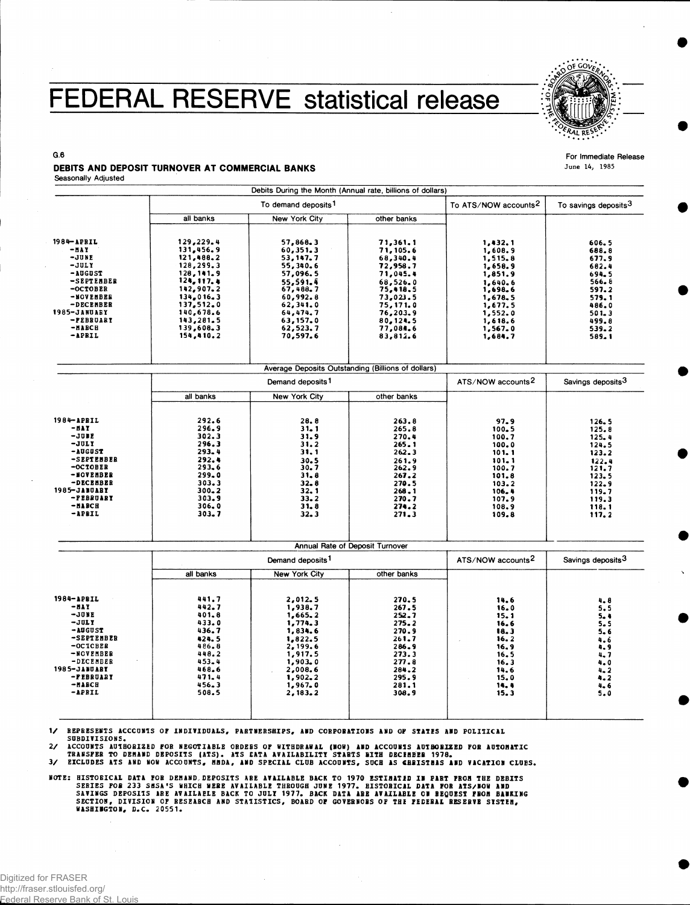# FEDERAL RESERVE statistical release

G.6

For Immediate Release
June 14, 1985

## DEBITS AND DEPOSIT TURNOVER AT COMMERCIAL BANKS

Seasonally Adjusted

| | Debits During the Month (Annual rate, billions of dollars) | | | | |
|---|---|---|---|---|---|
| | To demand deposits[1] | | | To ATS/NOW accounts[2] | To savings deposits[3] |
| | all banks | New York City | other banks | | |
| 1984-APRIL | 129,229.4 | 57,868.3 | 71,361.1 | 1,432.1 | 606.5 |
| -MAY | 131,456.9 | 60,351.3 | 71,105.6 | 1,608.9 | 688.8 |
| -JUNE | 121,488.2 | 53,147.7 | 68,340.4 | 1,515.8 | 677.9 |
| -JULY | 128,299.3 | 55,340.6 | 72,958.7 | 1,658.9 | 682.4 |
| -AUGUST | 128,141.9 | 57,096.5 | 71,045.4 | 1,851.9 | 694.5 |
| -SEPTEMBER | 124,117.4 | 55,591.4 | 68,526.0 | 1,640.6 | 566.8 |
| -OCTOBER | 142,907.2 | 67,488.7 | 75,418.5 | 1,698.6 | 597.2 |
| -NOVEMBER | 134,016.3 | 60,992.8 | 73,023.5 | 1,678.5 | 579.1 |
| -DECEMBER | 137,512.0 | 62,341.0 | 75,171.0 | 1,677.5 | 486.0 |
| 1985-JANUARY | 140,678.6 | 64,474.7 | 76,203.9 | 1,552.0 | 501.3 |
| -FEBRUARY | 143,281.5 | 63,157.0 | 80,124.5 | 1,618.6 | 499.8 |
| -MARCH | 139,608.3 | 62,523.7 | 77,084.6 | 1,567.0 | 539.2 |
| -APRIL | 154,410.2 | 70,597.6 | 83,812.6 | 1,684.7 | 589.1 |

| | Average Deposits Outstanding (Billions of dollars) | | | | |
|---|---|---|---|---|---|
| | Demand deposits[1] | | | ATS/NOW accounts[2] | Savings deposits[3] |
| | all banks | New York City | other banks | | |
| 1984-APRIL | 292.6 | 28.8 | 263.8 | 97.9 | 126.5 |
| -MAY | 296.9 | 31.1 | 265.8 | 100.5 | 125.8 |
| -JUNE | 302.3 | 31.9 | 270.4 | 100.7 | 125.4 |
| -JULY | 296.3 | 31.2 | 265.1 | 100.0 | 124.5 |
| -AUGUST | 293.4 | 31.1 | 262.3 | 101.1 | 123.2 |
| -SEPTEMBER | 292.4 | 30.5 | 261.9 | 101.1 | 122.4 |
| -OCTOBER | 293.6 | 30.7 | 262.9 | 100.7 | 121.7 |
| -NOVEMBER | 299.0 | 31.8 | 267.2 | 101.8 | 123.5 |
| -DECEMBER | 303.3 | 32.8 | 270.5 | 103.2 | 122.9 |
| 1985-JANUARY | 300.2 | 32.1 | 268.1 | 106.4 | 119.7 |
| -FEBRUARY | 303.9 | 33.2 | 270.7 | 107.9 | 119.3 |
| -MARCH | 306.0 | 31.8 | 274.2 | 108.9 | 118.1 |
| -APRIL | 303.7 | 32.3 | 271.3 | 109.8 | 117.2 |

| | Annual Rate of Deposit Turnover | | | | |
|---|---|---|---|---|---|
| | Demand deposits[1] | | | ATS/NOW accounts[2] | Savings deposits[3] |
| | all banks | New York City | other banks | | |
| 1984-APRIL | 441.7 | 2,012.5 | 270.5 | 14.6 | 4.8 |
| -MAY | 442.7 | 1,938.7 | 267.5 | 16.0 | 5.5 |
| -JUNE | 401.8 | 1,665.2 | 252.7 | 15.1 | 5.4 |
| -JULY | 433.0 | 1,774.3 | 275.2 | 16.6 | 5.5 |
| -AUGUST | 436.7 | 1,834.6 | 270.9 | 18.3 | 5.6 |
| -SEPTEMBER | 424.5 | 1,822.5 | 261.7 | 16.2 | 4.6 |
| -OCTOBER | 486.8 | 2,199.6 | 286.9 | 16.9 | 4.9 |
| -NOVEMBER | 448.2 | 1,917.5 | 273.3 | 16.5 | 4.7 |
| -DECEMBER | 453.4 | 1,903.0 | 277.8 | 16.3 | 4.0 |
| 1985-JANUARY | 468.6 | 2,008.6 | 284.2 | 14.6 | 4.2 |
| -FEBRUARY | 471.4 | 1,902.2 | 295.9 | 15.0 | 4.2 |
| -MARCH | 456.3 | 1,967.0 | 281.1 | 14.4 | 4.6 |
| -APRIL | 508.5 | 2,183.2 | 308.9 | 15.3 | 5.0 |

1/ REPRESENTS ACCOUNTS OF INDIVIDUALS, PARTNERSHIPS, AND CORPORATIONS AND OF STATES AND POLITICAL SUBDIVISIONS.
2/ ACCOUNTS AUTHORIZED FOR NEGOTIABLE ORDERS OF WITHDRAWAL (NOW) AND ACCOUNTS AUTHORIZED FOR AUTOMATIC TRANSFER TO DEMAND DEPOSITS (ATS). ATS DATA AVAILABILITY STARTS WITH DECEMBER 1978.
3/ EXCLUDES ATS AND NOW ACCOUNTS, MMDA, AND SPECIAL CLUB ACCOUNTS, SUCH AS CHRISTMAS AND VACATION CLUBS.

NOTE: HISTORICAL DATA FOR DEMAND DEPOSITS ARE AVAILABLE BACK TO 1970 ESTIMATED IN PART FROM THE DEBITS SERIES FOR 233 SMSA'S WHICH WERE AVAILABLE THROUGH JUNE 1977. HISTORICAL DATA FOR ATS/NOW AND SAVINGS DEPOSITS ARE AVAILABLE BACK TO JULY 1977. BACK DATA ARE AVAILABLE ON REQUEST FROM BANKING SECTION, DIVISION OF RESEARCH AND STATISTICS, BOARD OF GOVERNORS OF THE FEDERAL RESERVE SYSTEM, WASHINGTON, D.C. 20551.